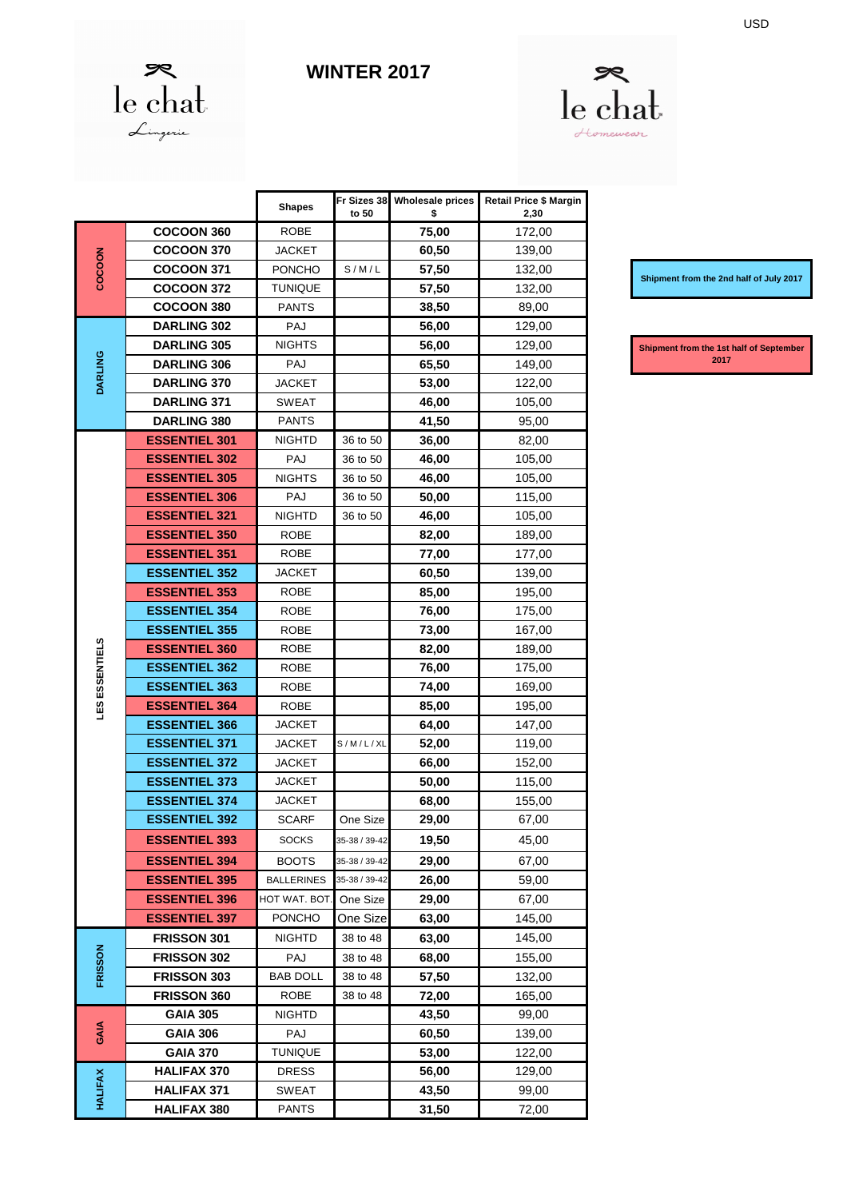USD

le chat Lingerie

# WINTER 2017

le chat Homewear

| | | Shapes | Fr Sizes 38 to 50 | Wholesale prices $ | Retail Price $ Margin 2,30 |
|---|---|---|---|---|---|
| COCOON | COCOON 360 | ROBE | | 75,00 | 172,00 |
| | COCOON 370 | JACKET | | 60,50 | 139,00 |
| | COCOON 371 | PONCHO | S / M / L | 57,50 | 132,00 |
| | COCOON 372 | TUNIQUE | | 57,50 | 132,00 |
| | COCOON 380 | PANTS | | 38,50 | 89,00 |
| DARLING | DARLING 302 | PAJ | | 56,00 | 129,00 |
| | DARLING 305 | NIGHTS | | 56,00 | 129,00 |
| | DARLING 306 | PAJ | | 65,50 | 149,00 |
| | DARLING 370 | JACKET | | 53,00 | 122,00 |
| | DARLING 371 | SWEAT | | 46,00 | 105,00 |
| | DARLING 380 | PANTS | | 41,50 | 95,00 |
| LES ESSENTIELS | ESSENTIEL 301 | NIGHTD | 36 to 50 | 36,00 | 82,00 |
| | ESSENTIEL 302 | PAJ | 36 to 50 | 46,00 | 105,00 |
| | ESSENTIEL 305 | NIGHTS | 36 to 50 | 46,00 | 105,00 |
| | ESSENTIEL 306 | PAJ | 36 to 50 | 50,00 | 115,00 |
| | ESSENTIEL 321 | NIGHTD | 36 to 50 | 46,00 | 105,00 |
| | ESSENTIEL 350 | ROBE | | 82,00 | 189,00 |
| | ESSENTIEL 351 | ROBE | | 77,00 | 177,00 |
| | ESSENTIEL 352 | JACKET | | 60,50 | 139,00 |
| | ESSENTIEL 353 | ROBE | | 85,00 | 195,00 |
| | ESSENTIEL 354 | ROBE | | 76,00 | 175,00 |
| | ESSENTIEL 355 | ROBE | | 73,00 | 167,00 |
| | ESSENTIEL 360 | ROBE | | 82,00 | 189,00 |
| | ESSENTIEL 362 | ROBE | | 76,00 | 175,00 |
| | ESSENTIEL 363 | ROBE | | 74,00 | 169,00 |
| | ESSENTIEL 364 | ROBE | | 85,00 | 195,00 |
| | ESSENTIEL 366 | JACKET | | 64,00 | 147,00 |
| | ESSENTIEL 371 | JACKET | S / M / L / XL | 52,00 | 119,00 |
| | ESSENTIEL 372 | JACKET | | 66,00 | 152,00 |
| | ESSENTIEL 373 | JACKET | | 50,00 | 115,00 |
| | ESSENTIEL 374 | JACKET | | 68,00 | 155,00 |
| | ESSENTIEL 392 | SCARF | One Size | 29,00 | 67,00 |
| | ESSENTIEL 393 | SOCKS | 35-38 / 39-42 | 19,50 | 45,00 |
| | ESSENTIEL 394 | BOOTS | 35-38 / 39-42 | 29,00 | 67,00 |
| | ESSENTIEL 395 | BALLERINES | 35-38 / 39-42 | 26,00 | 59,00 |
| | ESSENTIEL 396 | HOT WAT. BOT. | One Size | 29,00 | 67,00 |
| | ESSENTIEL 397 | PONCHO | One Size | 63,00 | 145,00 |
| FRISSON | FRISSON 301 | NIGHTD | 38 to 48 | 63,00 | 145,00 |
| | FRISSON 302 | PAJ | 38 to 48 | 68,00 | 155,00 |
| | FRISSON 303 | BAB DOLL | 38 to 48 | 57,50 | 132,00 |
| | FRISSON 360 | ROBE | 38 to 48 | 72,00 | 165,00 |
| GAIA | GAIA 305 | NIGHTD | | 43,50 | 99,00 |
| | GAIA 306 | PAJ | | 60,50 | 139,00 |
| | GAIA 370 | TUNIQUE | | 53,00 | 122,00 |
| HALIFAX | HALIFAX 370 | DRESS | | 56,00 | 129,00 |
| | HALIFAX 371 | SWEAT | | 43,50 | 99,00 |
| | HALIFAX 380 | PANTS | | 31,50 | 72,00 |

**Shipment from the 2nd half of July 2017**

**Shipment from the 1st half of September 2017**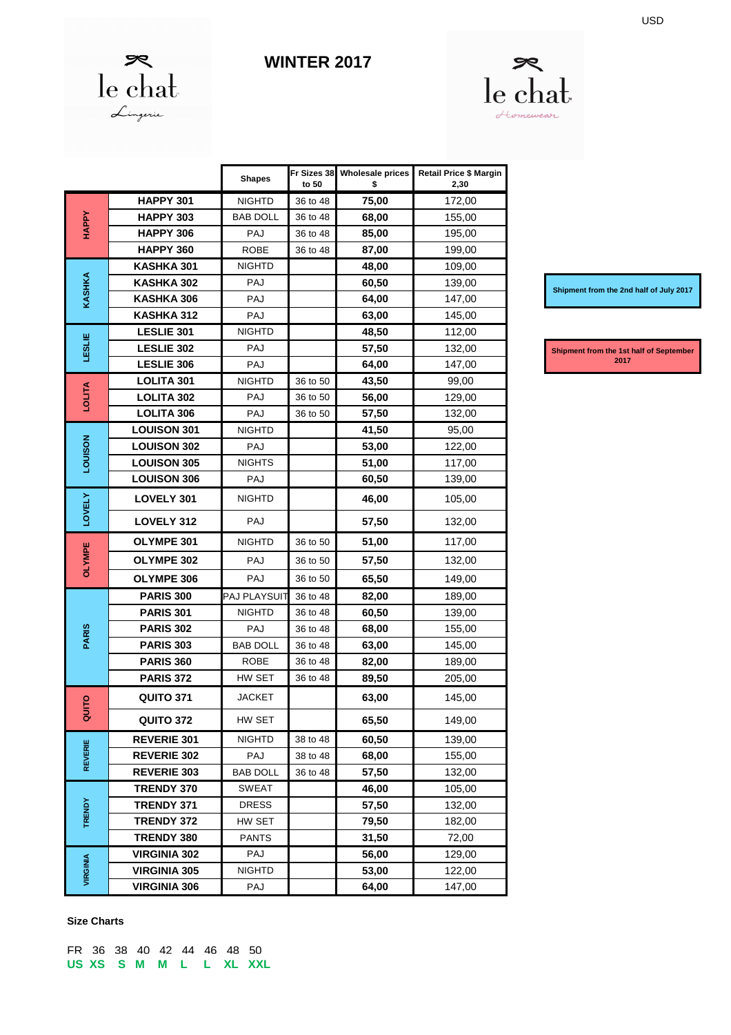USD

le chat Lingerie

# WINTER 2017

le chat Homewear

| | | Shapes | Fr Sizes 38 to 50 | Wholesale prices $ | Retail Price $ Margin 2,30 |
|---|---|---|---|---|---|
| HAPPY | HAPPY 301 | NIGHTD | 36 to 48 | 75,00 | 172,00 |
| | HAPPY 303 | BAB DOLL | 36 to 48 | 68,00 | 155,00 |
| | HAPPY 306 | PAJ | 36 to 48 | 85,00 | 195,00 |
| | HAPPY 360 | ROBE | 36 to 48 | 87,00 | 199,00 |
| KASHKA | KASHKA 301 | NIGHTD | | 48,00 | 109,00 |
| | KASHKA 302 | PAJ | | 60,50 | 139,00 |
| | KASHKA 306 | PAJ | | 64,00 | 147,00 |
| | KASHKA 312 | PAJ | | 63,00 | 145,00 |
| LESLIE | LESLIE 301 | NIGHTD | | 48,50 | 112,00 |
| | LESLIE 302 | PAJ | | 57,50 | 132,00 |
| | LESLIE 306 | PAJ | | 64,00 | 147,00 |
| LOLITA | LOLITA 301 | NIGHTD | 36 to 50 | 43,50 | 99,00 |
| | LOLITA 302 | PAJ | 36 to 50 | 56,00 | 129,00 |
| | LOLITA 306 | PAJ | 36 to 50 | 57,50 | 132,00 |
| LOUISON | LOUISON 301 | NIGHTD | | 41,50 | 95,00 |
| | LOUISON 302 | PAJ | | 53,00 | 122,00 |
| | LOUISON 305 | NIGHTS | | 51,00 | 117,00 |
| | LOUISON 306 | PAJ | | 60,50 | 139,00 |
| LOVELY | LOVELY 301 | NIGHTD | | 46,00 | 105,00 |
| | LOVELY 312 | PAJ | | 57,50 | 132,00 |
| OLYMPE | OLYMPE 301 | NIGHTD | 36 to 50 | 51,00 | 117,00 |
| | OLYMPE 302 | PAJ | 36 to 50 | 57,50 | 132,00 |
| | OLYMPE 306 | PAJ | 36 to 50 | 65,50 | 149,00 |
| PARIS | PARIS 300 | PAJ PLAYSUIT | 36 to 48 | 82,00 | 189,00 |
| | PARIS 301 | NIGHTD | 36 to 48 | 60,50 | 139,00 |
| | PARIS 302 | PAJ | 36 to 48 | 68,00 | 155,00 |
| | PARIS 303 | BAB DOLL | 36 to 48 | 63,00 | 145,00 |
| | PARIS 360 | ROBE | 36 to 48 | 82,00 | 189,00 |
| | PARIS 372 | HW SET | 36 to 48 | 89,50 | 205,00 |
| QUITO | QUITO 371 | JACKET | | 63,00 | 145,00 |
| | QUITO 372 | HW SET | | 65,50 | 149,00 |
| REVERIE | REVERIE 301 | NIGHTD | 38 to 48 | 60,50 | 139,00 |
| | REVERIE 302 | PAJ | 38 to 48 | 68,00 | 155,00 |
| | REVERIE 303 | BAB DOLL | 36 to 48 | 57,50 | 132,00 |
| TRENDY | TRENDY 370 | SWEAT | | 46,00 | 105,00 |
| | TRENDY 371 | DRESS | | 57,50 | 132,00 |
| | TRENDY 372 | HW SET | | 79,50 | 182,00 |
| | TRENDY 380 | PANTS | | 31,50 | 72,00 |
| VIRGINIA | VIRGINIA 302 | PAJ | | 56,00 | 129,00 |
| | VIRGINIA 305 | NIGHTD | | 53,00 | 122,00 |
| | VIRGINIA 306 | PAJ | | 64,00 | 147,00 |

**Shipment from the 2nd half of July 2017**

**Shipment from the 1st half of September 2017**

**Size Charts**

| FR | 36 | 38 | 40 | 42 | 44 | 46 | 48 | 50 |
|---|---|---|---|---|---|---|---|---|
| **US** | **XS** | **S** | **M** | **M** | **L** | **L** | **XL** | **XXL** |